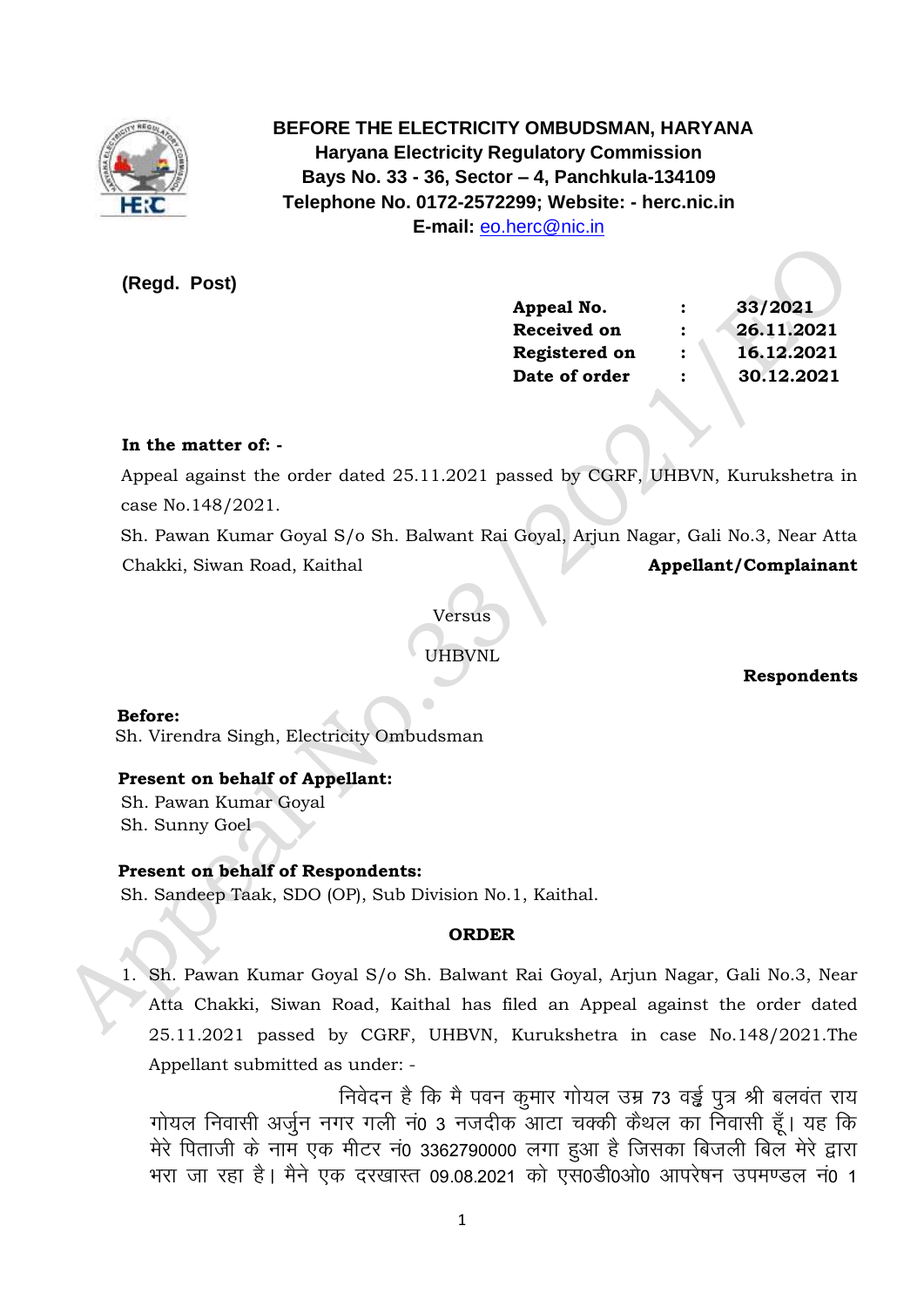**BEFORE THE ELECTRICITY OMBUDSMAN, HARYANA**
**Haryana Electricity Regulatory Commission**
**Bays No. 33 - 36, Sector – 4, Panchkula-134109**
**Telephone No. 0172-2572299; Website: - herc.nic.in**
**E-mail:** eo.herc@nic.in

**(Regd. Post)**

| | | |
|---|---|---|
| **Appeal No.** | **:** | **33/2021** |
| **Received on** | **:** | **26.11.2021** |
| **Registered on** | **:** | **16.12.2021** |
| **Date of order** | **:** | **30.12.2021** |

**In the matter of: -**

Appeal against the order dated 25.11.2021 passed by CGRF, UHBVN, Kurukshetra in case No.148/2021.

Sh. Pawan Kumar Goyal S/o Sh. Balwant Rai Goyal, Arjun Nagar, Gali No.3, Near Atta Chakki, Siwan Road, Kaithal **Appellant/Complainant**

Versus

UHBVNL

**Respondents**

**Before:**
Sh. Virendra Singh, Electricity Ombudsman

**Present on behalf of Appellant:**
Sh. Pawan Kumar Goyal
Sh. Sunny Goel

**Present on behalf of Respondents:**
Sh. Sandeep Taak, SDO (OP), Sub Division No.1, Kaithal.

**ORDER**

1. Sh. Pawan Kumar Goyal S/o Sh. Balwant Rai Goyal, Arjun Nagar, Gali No.3, Near Atta Chakki, Siwan Road, Kaithal has filed an Appeal against the order dated 25.11.2021 passed by CGRF, UHBVN, Kurukshetra in case No.148/2021.The Appellant submitted as under: -

निवेदन है कि मै पवन कुमार गोयल उम्र 73 वर्ह्र पुत्र श्री बलवंत राय गोयल निवासी अर्जुन नगर गली नं0 3 नजदीक आटा चक्की कैथल का निवासी हूँ। यह कि मेरे पिताजी के नाम एक मीटर नं0 3362790000 लगा हुआ है जिसका बिजली बिल मेरे द्वारा भरा जा रहा है। मैने एक दरखास्त 09.08.2021 को एस0डी0ओ0 आपरेषन उपमण्डल नं0 1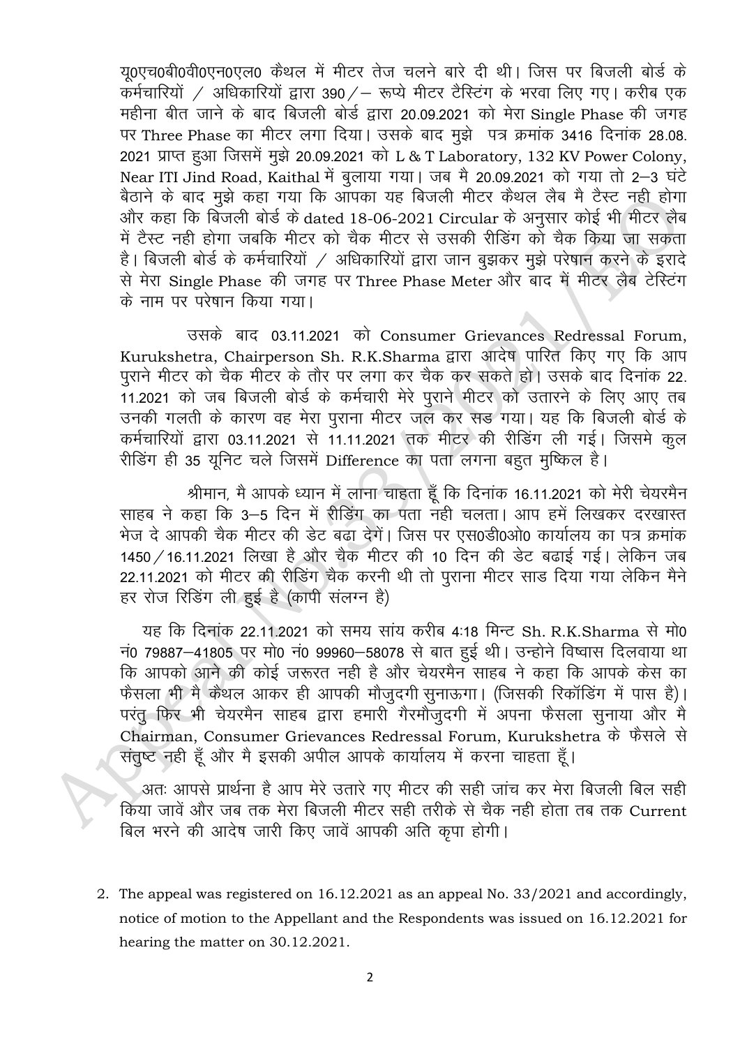यू0एच0बी0वी0एन0एल0 कैथल में मीटर तेज चलने बारे दी थी। जिस पर बिजली बोर्ड के कर्मचारियों / अधिकारियों द्वारा 390/– रूप्ये मीटर टैस्टिंग के भरवा लिए गए। करीब एक महीना बीत जाने के बाद बिजली बोर्ड द्वारा 20.09.2021 को मेरा Single Phase की जगह पर Three Phase का मीटर लगा दिया। उसके बाद मुझे पत्र क्रमांक 3416 दिनांक 28.08. 2021 प्राप्त हुआ जिसमें मुझे 20.09.2021 को L & T Laboratory, 132 KV Power Colony, Near ITI Jind Road, Kaithal में बुलाया गया। जब मै 20.09.2021 को गया तो 2–3 घंटे बैठाने के बाद मुझे कहा गया कि आपका यह बिजली मीटर कैथल लैब मै टैस्ट नही होगा और कहा कि बिजली बोर्ड के dated 18-06-2021 Circular के अनुसार कोई भी मीटर लैब में टैस्ट नही होगा जबकि मीटर को चैक मीटर से उसकी रीडिंग को चैक किया जा सकता है। बिजली बोर्ड के कर्मचारियों / अधिकारियों द्वारा जान बुझकर मुझे परेषान करने के इरादे से मेरा Single Phase की जगह पर Three Phase Meter और बाद में मीटर लैब टेस्टिंग के नाम पर परेषान किया गया।

उसके बाद 03.11.2021 को Consumer Grievances Redressal Forum, Kurukshetra, Chairperson Sh. R.K.Sharma द्वारा आदेष पारित किए गए कि आप पुराने मीटर को चैक मीटर के तौर पर लगा कर चैक कर सकते हो। उसके बाद दिनांक 22. 11.2021 को जब बिजली बोर्ड के कर्मचारी मेरे पुराने मीटर को उतारने के लिए आए तब उनकी गलती के कारण वह मेरा पुराना मीटर जल कर सड गया। यह कि बिजली बोर्ड के कर्मचारियों द्वारा 03.11.2021 से 11.11.2021 तक मीटर की रीडिंग ली गई। जिसमे कुल रीडिंग ही 35 यूनिट चले जिसमें Difference का पता लगना बहुत मुष्किल है।

श्रीमान, मै आपके ध्यान में लाना चाहता हूँ कि दिनांक 16.11.2021 को मेरी चेयरमैन साहब ने कहा कि 3–5 दिन में रीडिंग का पता नही चलता। आप हमें लिखकर दरखास्त भेज दे आपकी चैक मीटर की डेट बढा देगें। जिस पर एस0डी0ओ0 कार्यालय का पत्र क्रमांक 1450/16.11.2021 लिखा है और चैक मीटर की 10 दिन की डेट बढाई गई। लेकिन जब 22.11.2021 को मीटर की रीडिंग चैक करनी थी तो पुराना मीटर साड दिया गया लेकिन मैने हर रोज रिडिंग ली हुई है (कापी संलग्न है)

यह कि दिनांक 22.11.2021 को समय सांय करीब 4:18 मिन्ट Sh. R.K.Sharma से मो0 नं0 79887–41805 पर मो0 नं0 99960–58078 से बात हुई थी। उन्होने विष्वास दिलवाया था कि आपको आने की कोई जरूरत नही है और चेयरमैन साहब ने कहा कि आपके केस का फैसला भी मै कैथल आकर ही आपकी मौजुदगी सुनाऊगा। (जिसकी रिकॉडिंग में पास है)। परंतु फिर भी चेयरमैन साहब द्वारा हमारी गैरमौजुदगी में अपना फैसला सुनाया और मै Chairman, Consumer Grievances Redressal Forum, Kurukshetra के फैसले से संतुष्ट नही हूँ और मै इसकी अपील आपके कार्यालय में करना चाहता हूँ।

अतः आपसे प्रार्थना है आप मेरे उतारे गए मीटर की सही जांच कर मेरा बिजली बिल सही किया जावें और जब तक मेरा बिजली मीटर सही तरीके से चैक नही होता तब तक Current बिल भरने की आदेष जारी किए जावें आपकी अति कृपा होगी।

2. The appeal was registered on 16.12.2021 as an appeal No. 33/2021 and accordingly, notice of motion to the Appellant and the Respondents was issued on 16.12.2021 for hearing the matter on 30.12.2021.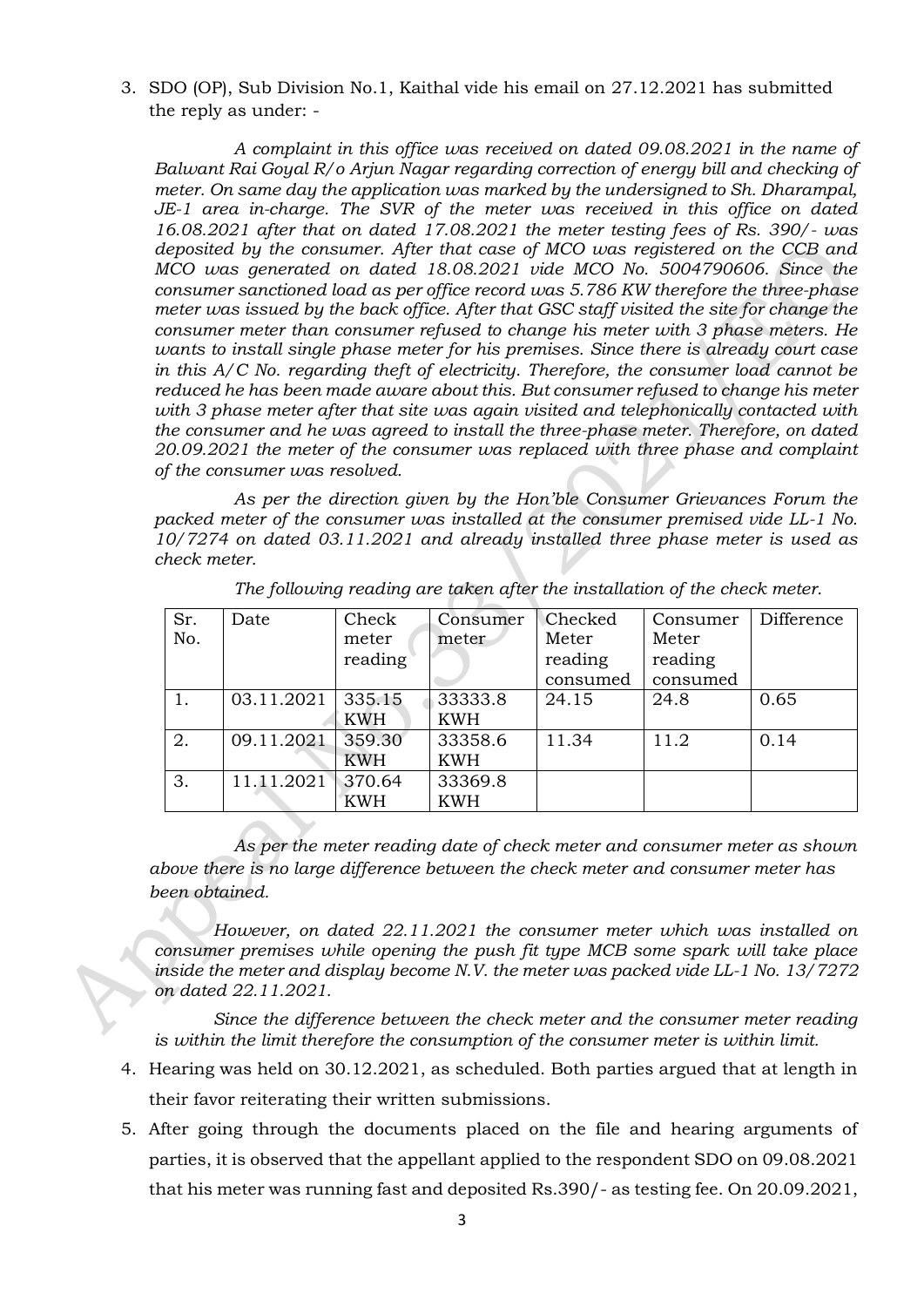3. SDO (OP), Sub Division No.1, Kaithal vide his email on 27.12.2021 has submitted the reply as under: -

*A complaint in this office was received on dated 09.08.2021 in the name of Balwant Rai Goyal R/o Arjun Nagar regarding correction of energy bill and checking of meter. On same day the application was marked by the undersigned to Sh. Dharampal, JE-1 area in-charge. The SVR of the meter was received in this office on dated 16.08.2021 after that on dated 17.08.2021 the meter testing fees of Rs. 390/- was deposited by the consumer. After that case of MCO was registered on the CCB and MCO was generated on dated 18.08.2021 vide MCO No. 5004790606. Since the consumer sanctioned load as per office record was 5.786 KW therefore the three-phase meter was issued by the back office. After that GSC staff visited the site for change the consumer meter than consumer refused to change his meter with 3 phase meters. He wants to install single phase meter for his premises. Since there is already court case in this A/C No. regarding theft of electricity. Therefore, the consumer load cannot be reduced he has been made aware about this. But consumer refused to change his meter with 3 phase meter after that site was again visited and telephonically contacted with the consumer and he was agreed to install the three-phase meter. Therefore, on dated 20.09.2021 the meter of the consumer was replaced with three phase and complaint of the consumer was resolved.*

*As per the direction given by the Hon'ble Consumer Grievances Forum the packed meter of the consumer was installed at the consumer premised vide LL-1 No. 10/7274 on dated 03.11.2021 and already installed three phase meter is used as check meter.*

*The following reading are taken after the installation of the check meter.*

| Sr. No. | Date | Check meter reading | Consumer meter | Checked Meter reading consumed | Consumer Meter reading consumed | Difference |
|---|---|---|---|---|---|---|
| 1. | 03.11.2021 | 335.15 KWH | 33333.8 KWH | 24.15 | 24.8 | 0.65 |
| 2. | 09.11.2021 | 359.30 KWH | 33358.6 KWH | 11.34 | 11.2 | 0.14 |
| 3. | 11.11.2021 | 370.64 KWH | 33369.8 KWH | | | |

*As per the meter reading date of check meter and consumer meter as shown above there is no large difference between the check meter and consumer meter has been obtained.*

*However, on dated 22.11.2021 the consumer meter which was installed on consumer premises while opening the push fit type MCB some spark will take place inside the meter and display become N.V. the meter was packed vide LL-1 No. 13/7272 on dated 22.11.2021.*

*Since the difference between the check meter and the consumer meter reading is within the limit therefore the consumption of the consumer meter is within limit.*

4. Hearing was held on 30.12.2021, as scheduled. Both parties argued that at length in their favor reiterating their written submissions.

5. After going through the documents placed on the file and hearing arguments of parties, it is observed that the appellant applied to the respondent SDO on 09.08.2021 that his meter was running fast and deposited Rs.390/- as testing fee. On 20.09.2021,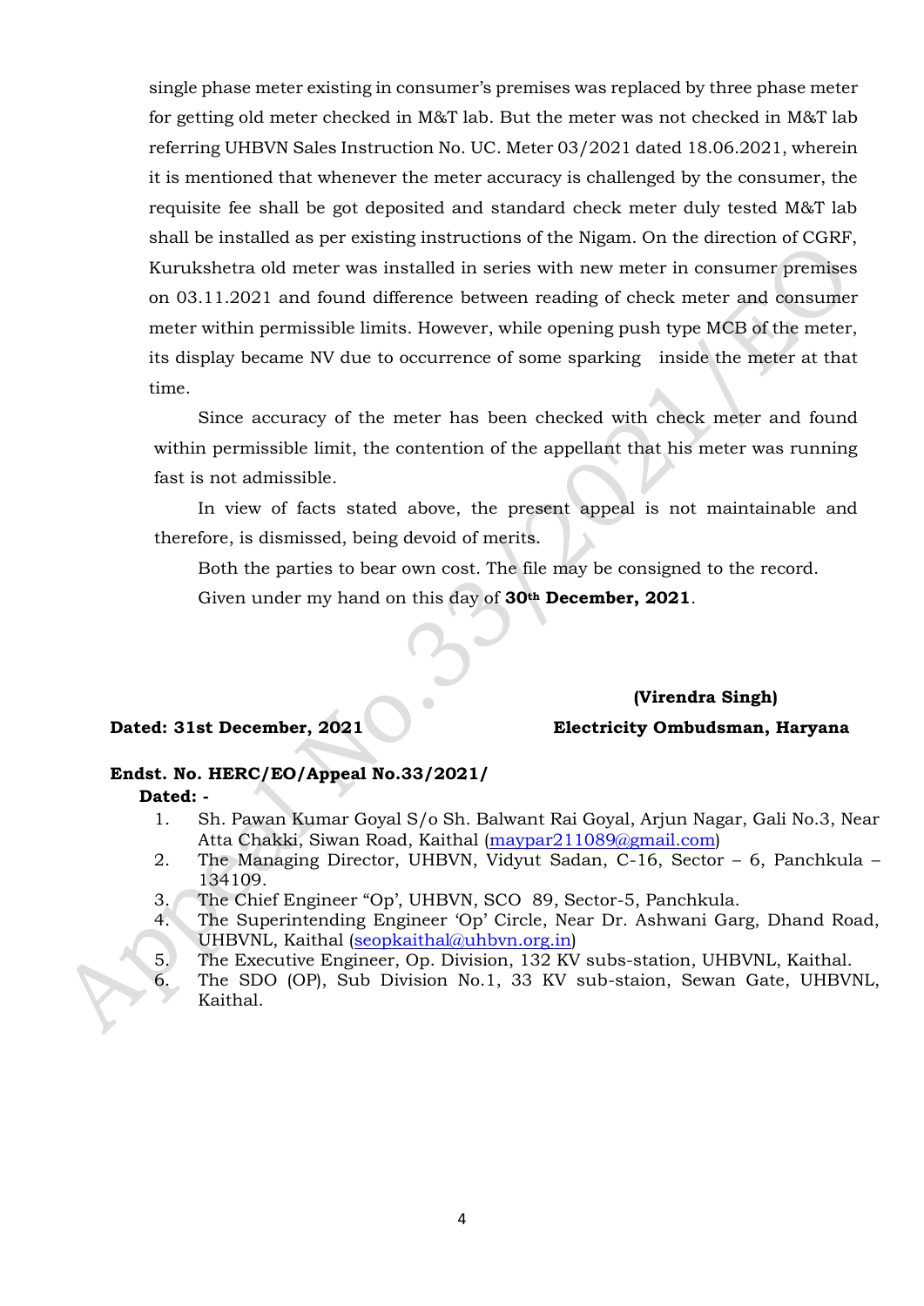single phase meter existing in consumer's premises was replaced by three phase meter for getting old meter checked in M&T lab. But the meter was not checked in M&T lab referring UHBVN Sales Instruction No. UC. Meter 03/2021 dated 18.06.2021, wherein it is mentioned that whenever the meter accuracy is challenged by the consumer, the requisite fee shall be got deposited and standard check meter duly tested M&T lab shall be installed as per existing instructions of the Nigam. On the direction of CGRF, Kurukshetra old meter was installed in series with new meter in consumer premises on 03.11.2021 and found difference between reading of check meter and consumer meter within permissible limits. However, while opening push type MCB of the meter, its display became NV due to occurrence of some sparking inside the meter at that time.

Since accuracy of the meter has been checked with check meter and found within permissible limit, the contention of the appellant that his meter was running fast is not admissible.

In view of facts stated above, the present appeal is not maintainable and therefore, is dismissed, being devoid of merits.

Both the parties to bear own cost. The file may be consigned to the record.

Given under my hand on this day of **30th December, 2021**.

**(Virendra Singh)**
**Electricity Ombudsman, Haryana**

**Dated: 31st December, 2021**

**Endst. No. HERC/EO/Appeal No.33/2021/**
**Dated: -**

1. Sh. Pawan Kumar Goyal S/o Sh. Balwant Rai Goyal, Arjun Nagar, Gali No.3, Near Atta Chakki, Siwan Road, Kaithal (maypar211089@gmail.com)
2. The Managing Director, UHBVN, Vidyut Sadan, C-16, Sector – 6, Panchkula – 134109.
3. The Chief Engineer "Op', UHBVN, SCO 89, Sector-5, Panchkula.
4. The Superintending Engineer 'Op' Circle, Near Dr. Ashwani Garg, Dhand Road, UHBVNL, Kaithal (seopkaithal@uhbvn.org.in)
5. The Executive Engineer, Op. Division, 132 KV subs-station, UHBVNL, Kaithal.
6. The SDO (OP), Sub Division No.1, 33 KV sub-staion, Sewan Gate, UHBVNL, Kaithal.